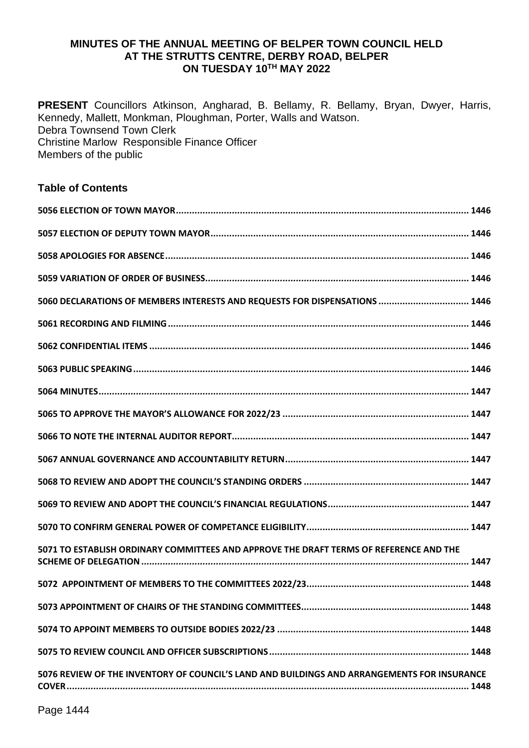# MINUTES OF THE ANNUAL MEETING OF BELPER TOWN COUNCIL HELD AT THE STRUTTS CENTRE, DERBY ROAD, BELPER ON TUESDAY 10TH MAY 2022

**PRESENT** Councillors Atkinson, Angharad, B. Bellamy, R. Bellamy, Bryan, Dwyer, Harris, Kennedy, Mallett, Monkman, Ploughman, Porter, Walls and Watson.
Debra Townsend Town Clerk
Christine Marlow Responsible Finance Officer
Members of the public

## Table of Contents

- **5056 ELECTION OF TOWN MAYOR** ..... 1446
- **5057 ELECTION OF DEPUTY TOWN MAYOR** ..... 1446
- **5058 APOLOGIES FOR ABSENCE** ..... 1446
- **5059 VARIATION OF ORDER OF BUSINESS** ..... 1446
- **5060 DECLARATIONS OF MEMBERS INTERESTS AND REQUESTS FOR DISPENSATIONS** ..... 1446
- **5061 RECORDING AND FILMING** ..... 1446
- **5062 CONFIDENTIAL ITEMS** ..... 1446
- **5063 PUBLIC SPEAKING** ..... 1446
- **5064 MINUTES** ..... 1447
- **5065 TO APPROVE THE MAYOR'S ALLOWANCE FOR 2022/23** ..... 1447
- **5066 TO NOTE THE INTERNAL AUDITOR REPORT** ..... 1447
- **5067 ANNUAL GOVERNANCE AND ACCOUNTABILITY RETURN** ..... 1447
- **5068 TO REVIEW AND ADOPT THE COUNCIL'S STANDING ORDERS** ..... 1447
- **5069 TO REVIEW AND ADOPT THE COUNCIL'S FINANCIAL REGULATIONS** ..... 1447
- **5070 TO CONFIRM GENERAL POWER OF COMPETANCE ELIGIBILITY** ..... 1447
- **5071 TO ESTABLISH ORDINARY COMMITTEES AND APPROVE THE DRAFT TERMS OF REFERENCE AND THE SCHEME OF DELEGATION** ..... 1447
- **5072 APPOINTMENT OF MEMBERS TO THE COMMITTEES 2022/23** ..... 1448
- **5073 APPOINTMENT OF CHAIRS OF THE STANDING COMMITTEES** ..... 1448
- **5074 TO APPOINT MEMBERS TO OUTSIDE BODIES 2022/23** ..... 1448
- **5075 TO REVIEW COUNCIL AND OFFICER SUBSCRIPTIONS** ..... 1448
- **5076 REVIEW OF THE INVENTORY OF COUNCIL'S LAND AND BUILDINGS AND ARRANGEMENTS FOR INSURANCE COVER** ..... 1448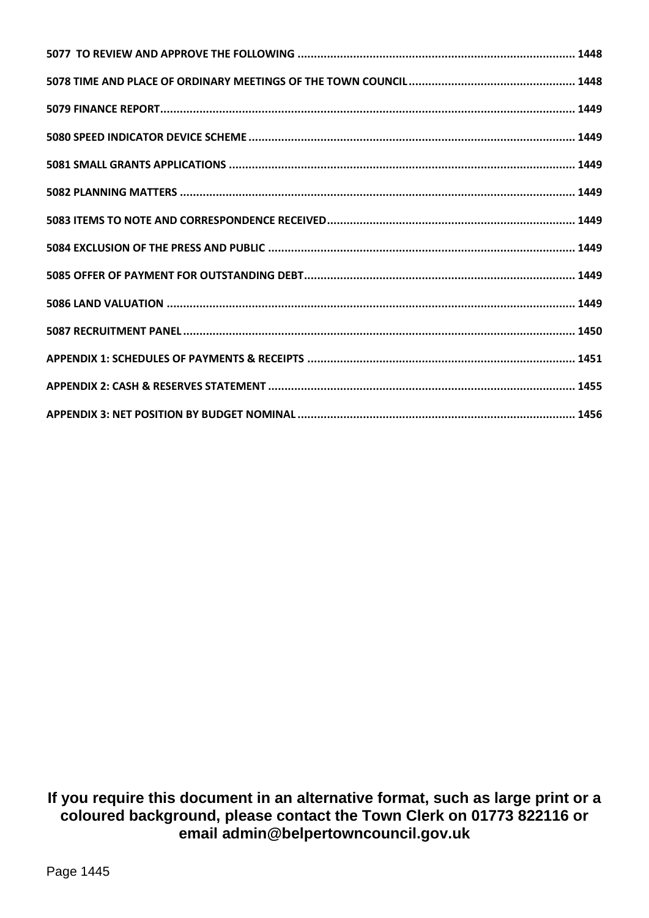5077 TO REVIEW AND APPROVE THE FOLLOWING ........................................................................................ 1448

5078 TIME AND PLACE OF ORDINARY MEETINGS OF THE TOWN COUNCIL ........................................................ 1448

5079 FINANCE REPORT ............................................................................................................................ 1449

5080 SPEED INDICATOR DEVICE SCHEME .................................................................................................. 1449

5081 SMALL GRANTS APPLICATIONS ......................................................................................................... 1449

5082 PLANNING MATTERS ........................................................................................................................ 1449

5083 ITEMS TO NOTE AND CORRESPONDENCE RECEIVED ............................................................................ 1449

5084 EXCLUSION OF THE PRESS AND PUBLIC ............................................................................................. 1449

5085 OFFER OF PAYMENT FOR OUTSTANDING DEBT .................................................................................... 1449

5086 LAND VALUATION ............................................................................................................................ 1449

5087 RECRUITMENT PANEL ....................................................................................................................... 1450

APPENDIX 1: SCHEDULES OF PAYMENTS & RECEIPTS .................................................................................. 1451

APPENDIX 2: CASH & RESERVES STATEMENT ............................................................................................ 1455

APPENDIX 3: NET POSITION BY BUDGET NOMINAL ..................................................................................... 1456

**If you require this document in an alternative format, such as large print or a coloured background, please contact the Town Clerk on 01773 822116 or email admin@belpertowncouncil.gov.uk**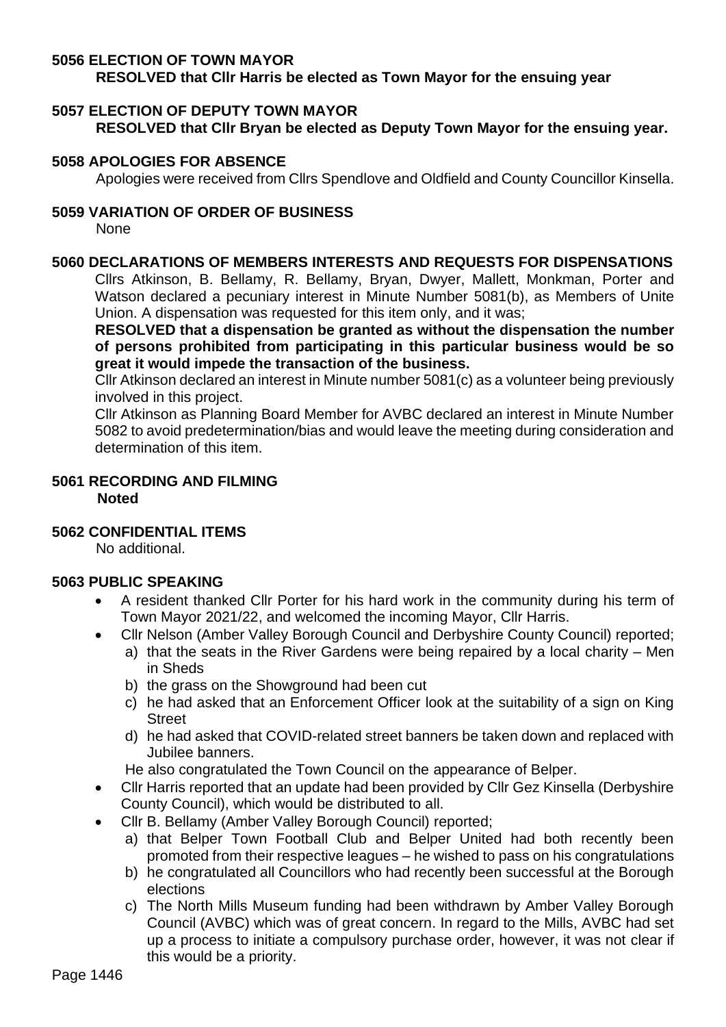## 5056 ELECTION OF TOWN MAYOR

**RESOLVED that Cllr Harris be elected as Town Mayor for the ensuing year**

## 5057 ELECTION OF DEPUTY TOWN MAYOR

**RESOLVED that Cllr Bryan be elected as Deputy Town Mayor for the ensuing year.**

## 5058 APOLOGIES FOR ABSENCE

Apologies were received from Cllrs Spendlove and Oldfield and County Councillor Kinsella.

## 5059 VARIATION OF ORDER OF BUSINESS

None

## 5060 DECLARATIONS OF MEMBERS INTERESTS AND REQUESTS FOR DISPENSATIONS

Cllrs Atkinson, B. Bellamy, R. Bellamy, Bryan, Dwyer, Mallett, Monkman, Porter and Watson declared a pecuniary interest in Minute Number 5081(b), as Members of Unite Union. A dispensation was requested for this item only, and it was;

**RESOLVED that a dispensation be granted as without the dispensation the number of persons prohibited from participating in this particular business would be so great it would impede the transaction of the business.**

Cllr Atkinson declared an interest in Minute number 5081(c) as a volunteer being previously involved in this project.

Cllr Atkinson as Planning Board Member for AVBC declared an interest in Minute Number 5082 to avoid predetermination/bias and would leave the meeting during consideration and determination of this item.

## 5061 RECORDING AND FILMING

**Noted**

## 5062 CONFIDENTIAL ITEMS

No additional.

## 5063 PUBLIC SPEAKING

- A resident thanked Cllr Porter for his hard work in the community during his term of Town Mayor 2021/22, and welcomed the incoming Mayor, Cllr Harris.
- Cllr Nelson (Amber Valley Borough Council and Derbyshire County Council) reported;
  a) that the seats in the River Gardens were being repaired by a local charity – Men in Sheds
  b) the grass on the Showground had been cut
  c) he had asked that an Enforcement Officer look at the suitability of a sign on King Street
  d) he had asked that COVID-related street banners be taken down and replaced with Jubilee banners.

  He also congratulated the Town Council on the appearance of Belper.
- Cllr Harris reported that an update had been provided by Cllr Gez Kinsella (Derbyshire County Council), which would be distributed to all.
- Cllr B. Bellamy (Amber Valley Borough Council) reported;
  a) that Belper Town Football Club and Belper United had both recently been promoted from their respective leagues – he wished to pass on his congratulations
  b) he congratulated all Councillors who had recently been successful at the Borough elections
  c) The North Mills Museum funding had been withdrawn by Amber Valley Borough Council (AVBC) which was of great concern. In regard to the Mills, AVBC had set up a process to initiate a compulsory purchase order, however, it was not clear if this would be a priority.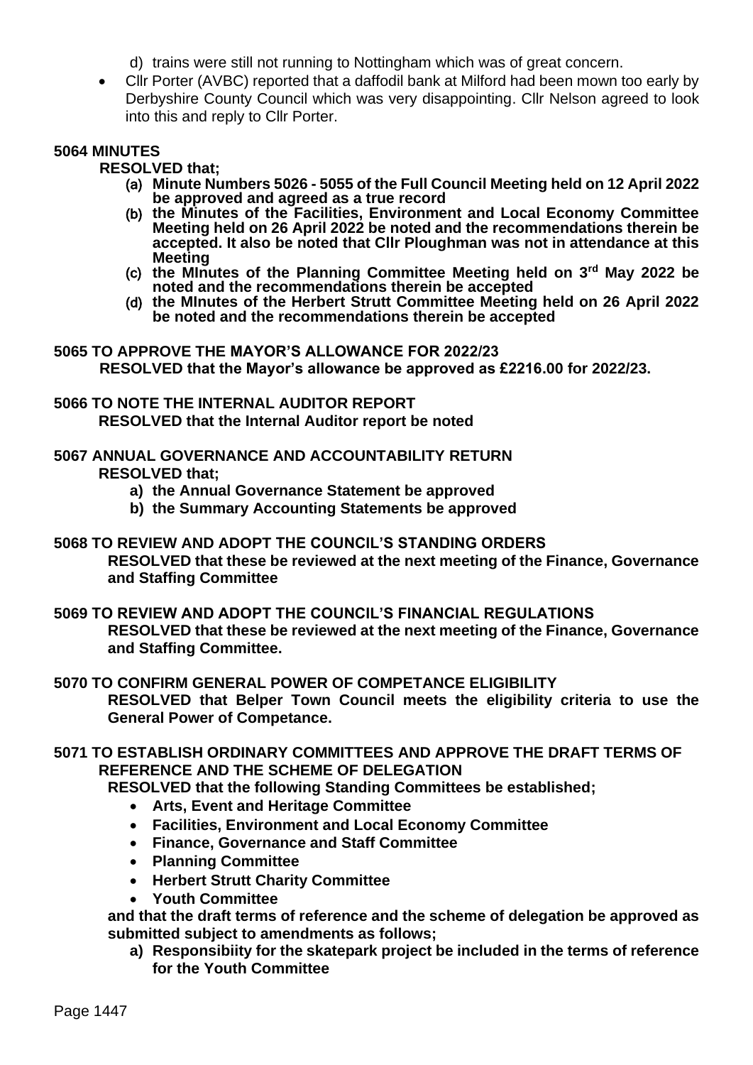d) trains were still not running to Nottingham which was of great concern.

- Cllr Porter (AVBC) reported that a daffodil bank at Milford had been mown too early by Derbyshire County Council which was very disappointing. Cllr Nelson agreed to look into this and reply to Cllr Porter.

**5064 MINUTES**

**RESOLVED that;**

(a) **Minute Numbers 5026 - 5055 of the Full Council Meeting held on 12 April 2022 be approved and agreed as a true record**
(b) **the Minutes of the Facilities, Environment and Local Economy Committee Meeting held on 26 April 2022 be noted and the recommendations therein be accepted. It also be noted that Cllr Ploughman was not in attendance at this Meeting**
(c) **the MInutes of the Planning Committee Meeting held on 3rd May 2022 be noted and the recommendations therein be accepted**
(d) **the MInutes of the Herbert Strutt Committee Meeting held on 26 April 2022 be noted and the recommendations therein be accepted**

**5065 TO APPROVE THE MAYOR'S ALLOWANCE FOR 2022/23**

**RESOLVED that the Mayor's allowance be approved as £2216.00 for 2022/23.**

**5066 TO NOTE THE INTERNAL AUDITOR REPORT**

**RESOLVED that the Internal Auditor report be noted**

**5067 ANNUAL GOVERNANCE AND ACCOUNTABILITY RETURN**

**RESOLVED that;**

a) **the Annual Governance Statement be approved**
b) **the Summary Accounting Statements be approved**

**5068 TO REVIEW AND ADOPT THE COUNCIL'S STANDING ORDERS**

**RESOLVED that these be reviewed at the next meeting of the Finance, Governance and Staffing Committee**

**5069 TO REVIEW AND ADOPT THE COUNCIL'S FINANCIAL REGULATIONS**

**RESOLVED that these be reviewed at the next meeting of the Finance, Governance and Staffing Committee.**

**5070 TO CONFIRM GENERAL POWER OF COMPETANCE ELIGIBILITY**

**RESOLVED that Belper Town Council meets the eligibility criteria to use the General Power of Competance.**

**5071 TO ESTABLISH ORDINARY COMMITTEES AND APPROVE THE DRAFT TERMS OF REFERENCE AND THE SCHEME OF DELEGATION**

**RESOLVED that the following Standing Committees be established;**

- **Arts, Event and Heritage Committee**
- **Facilities, Environment and Local Economy Committee**
- **Finance, Governance and Staff Committee**
- **Planning Committee**
- **Herbert Strutt Charity Committee**
- **Youth Committee**

**and that the draft terms of reference and the scheme of delegation be approved as submitted subject to amendments as follows;**

a) **Responsibiity for the skatepark project be included in the terms of reference for the Youth Committee**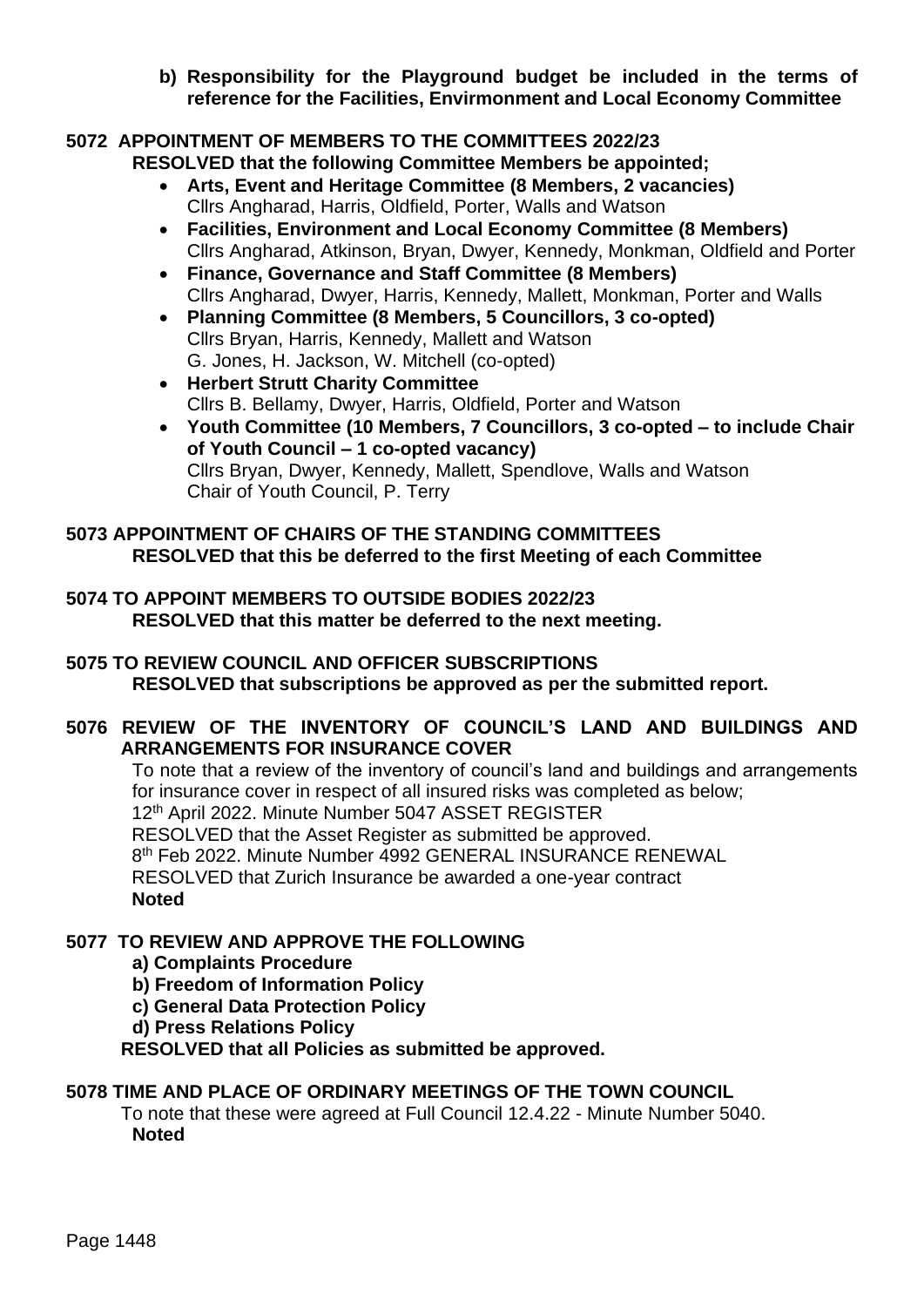**b) Responsibility for the Playground budget be included in the terms of reference for the Facilities, Envirmonment and Local Economy Committee**

**5072 APPOINTMENT OF MEMBERS TO THE COMMITTEES 2022/23**

**RESOLVED that the following Committee Members be appointed;**

- **Arts, Event and Heritage Committee (8 Members, 2 vacancies)**
  Cllrs Angharad, Harris, Oldfield, Porter, Walls and Watson
- **Facilities, Environment and Local Economy Committee (8 Members)**
  Cllrs Angharad, Atkinson, Bryan, Dwyer, Kennedy, Monkman, Oldfield and Porter
- **Finance, Governance and Staff Committee (8 Members)**
  Cllrs Angharad, Dwyer, Harris, Kennedy, Mallett, Monkman, Porter and Walls
- **Planning Committee (8 Members, 5 Councillors, 3 co-opted)**
  Cllrs Bryan, Harris, Kennedy, Mallett and Watson
  G. Jones, H. Jackson, W. Mitchell (co-opted)
- **Herbert Strutt Charity Committee**
  Cllrs B. Bellamy, Dwyer, Harris, Oldfield, Porter and Watson
- **Youth Committee (10 Members, 7 Councillors, 3 co-opted – to include Chair of Youth Council – 1 co-opted vacancy)**
  Cllrs Bryan, Dwyer, Kennedy, Mallett, Spendlove, Walls and Watson
  Chair of Youth Council, P. Terry

**5073 APPOINTMENT OF CHAIRS OF THE STANDING COMMITTEES**

**RESOLVED that this be deferred to the first Meeting of each Committee**

**5074 TO APPOINT MEMBERS TO OUTSIDE BODIES 2022/23**

**RESOLVED that this matter be deferred to the next meeting.**

**5075 TO REVIEW COUNCIL AND OFFICER SUBSCRIPTIONS**

**RESOLVED that subscriptions be approved as per the submitted report.**

**5076 REVIEW OF THE INVENTORY OF COUNCIL'S LAND AND BUILDINGS AND ARRANGEMENTS FOR INSURANCE COVER**

To note that a review of the inventory of council's land and buildings and arrangements for insurance cover in respect of all insured risks was completed as below;
12th April 2022. Minute Number 5047 ASSET REGISTER
RESOLVED that the Asset Register as submitted be approved.
8th Feb 2022. Minute Number 4992 GENERAL INSURANCE RENEWAL
RESOLVED that Zurich Insurance be awarded a one-year contract
**Noted**

**5077 TO REVIEW AND APPROVE THE FOLLOWING**

**a) Complaints Procedure**
**b) Freedom of Information Policy**
**c) General Data Protection Policy**
**d) Press Relations Policy**

**RESOLVED that all Policies as submitted be approved.**

**5078 TIME AND PLACE OF ORDINARY MEETINGS OF THE TOWN COUNCIL**

To note that these were agreed at Full Council 12.4.22 - Minute Number 5040.
**Noted**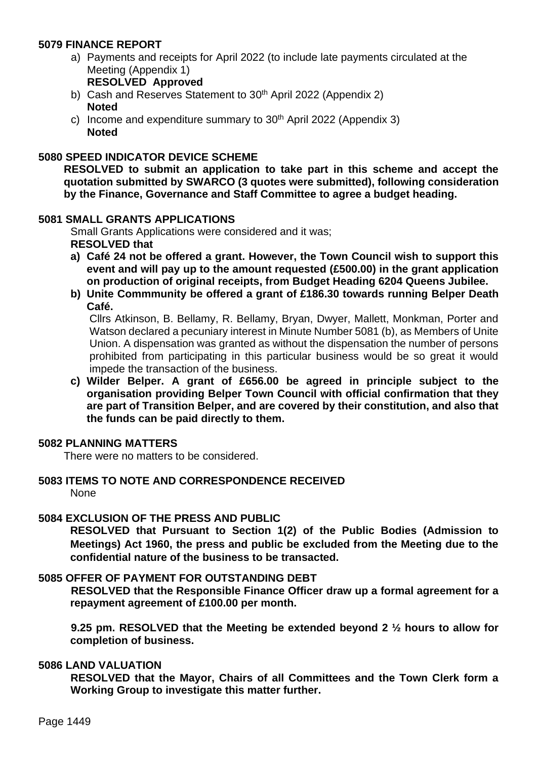#### 5079 FINANCE REPORT

a) Payments and receipts for April 2022 (to include late payments circulated at the Meeting (Appendix 1)
**RESOLVED Approved**

b) Cash and Reserves Statement to 30th April 2022 (Appendix 2)
**Noted**

c) Income and expenditure summary to 30th April 2022 (Appendix 3)
**Noted**

#### 5080 SPEED INDICATOR DEVICE SCHEME

**RESOLVED to submit an application to take part in this scheme and accept the quotation submitted by SWARCO (3 quotes were submitted), following consideration by the Finance, Governance and Staff Committee to agree a budget heading.**

#### 5081 SMALL GRANTS APPLICATIONS

Small Grants Applications were considered and it was;
**RESOLVED that**

**a) Café 24 not be offered a grant. However, the Town Council wish to support this event and will pay up to the amount requested (£500.00) in the grant application on production of original receipts, from Budget Heading 6204 Queens Jubilee.**

**b) Unite Commmunity be offered a grant of £186.30 towards running Belper Death Café.**

Cllrs Atkinson, B. Bellamy, R. Bellamy, Bryan, Dwyer, Mallett, Monkman, Porter and Watson declared a pecuniary interest in Minute Number 5081 (b), as Members of Unite Union. A dispensation was granted as without the dispensation the number of persons prohibited from participating in this particular business would be so great it would impede the transaction of the business.

**c) Wilder Belper. A grant of £656.00 be agreed in principle subject to the organisation providing Belper Town Council with official confirmation that they are part of Transition Belper, and are covered by their constitution, and also that the funds can be paid directly to them.**

#### 5082 PLANNING MATTERS

There were no matters to be considered.

#### 5083 ITEMS TO NOTE AND CORRESPONDENCE RECEIVED

None

#### 5084 EXCLUSION OF THE PRESS AND PUBLIC

**RESOLVED that Pursuant to Section 1(2) of the Public Bodies (Admission to Meetings) Act 1960, the press and public be excluded from the Meeting due to the confidential nature of the business to be transacted.**

#### 5085 OFFER OF PAYMENT FOR OUTSTANDING DEBT

**RESOLVED that the Responsible Finance Officer draw up a formal agreement for a repayment agreement of £100.00 per month.**

**9.25 pm. RESOLVED that the Meeting be extended beyond 2 ½ hours to allow for completion of business.**

#### 5086 LAND VALUATION

**RESOLVED that the Mayor, Chairs of all Committees and the Town Clerk form a Working Group to investigate this matter further.**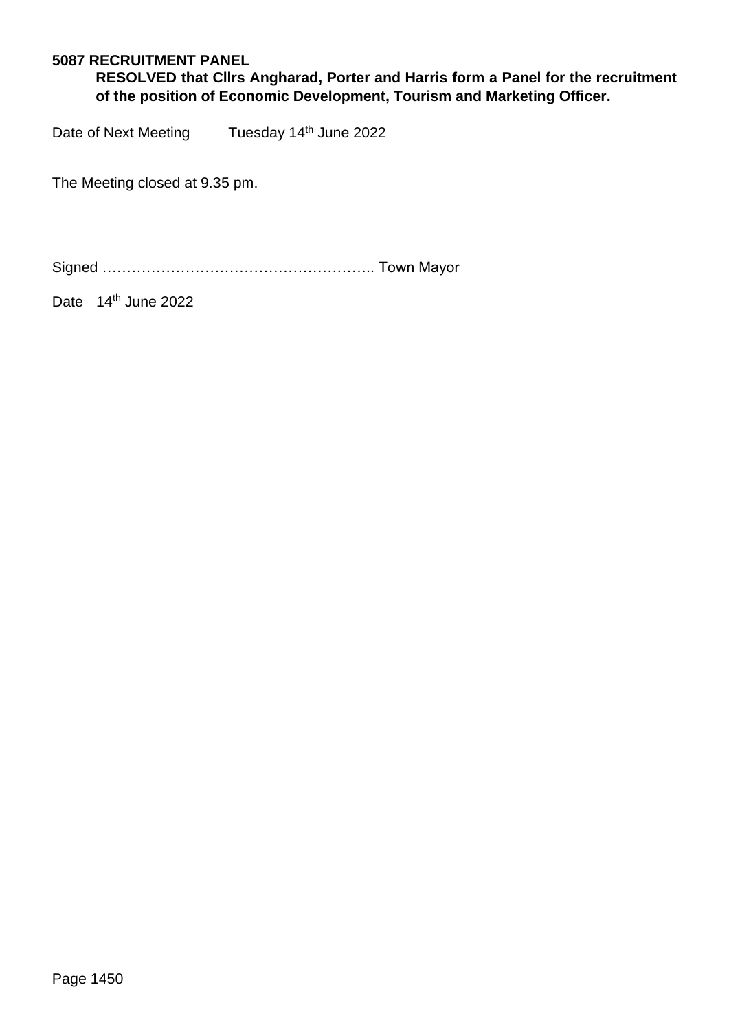**5087 RECRUITMENT PANEL**

**RESOLVED that Cllrs Angharad, Porter and Harris form a Panel for the recruitment of the position of Economic Development, Tourism and Marketing Officer.**

Date of Next Meeting Tuesday 14th June 2022

The Meeting closed at 9.35 pm.

Signed ……………………………………………….. Town Mayor

Date 14th June 2022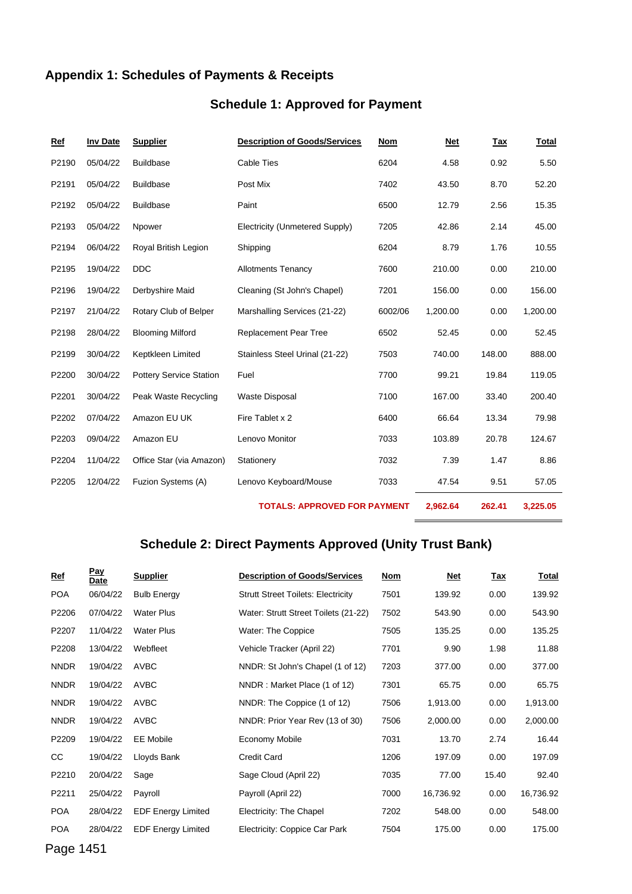## Appendix 1: Schedules of Payments & Receipts

### Schedule 1: Approved for Payment

| Ref | Inv Date | Supplier | Description of Goods/Services | Nom | Net | Tax | Total |
|---|---|---|---|---|---|---|---|
| P2190 | 05/04/22 | Buildbase | Cable Ties | 6204 | 4.58 | 0.92 | 5.50 |
| P2191 | 05/04/22 | Buildbase | Post Mix | 7402 | 43.50 | 8.70 | 52.20 |
| P2192 | 05/04/22 | Buildbase | Paint | 6500 | 12.79 | 2.56 | 15.35 |
| P2193 | 05/04/22 | Npower | Electricity (Unmetered Supply) | 7205 | 42.86 | 2.14 | 45.00 |
| P2194 | 06/04/22 | Royal British Legion | Shipping | 6204 | 8.79 | 1.76 | 10.55 |
| P2195 | 19/04/22 | DDC | Allotments Tenancy | 7600 | 210.00 | 0.00 | 210.00 |
| P2196 | 19/04/22 | Derbyshire Maid | Cleaning (St John's Chapel) | 7201 | 156.00 | 0.00 | 156.00 |
| P2197 | 21/04/22 | Rotary Club of Belper | Marshalling Services (21-22) | 6002/06 | 1,200.00 | 0.00 | 1,200.00 |
| P2198 | 28/04/22 | Blooming Milford | Replacement Pear Tree | 6502 | 52.45 | 0.00 | 52.45 |
| P2199 | 30/04/22 | Keptkleen Limited | Stainless Steel Urinal (21-22) | 7503 | 740.00 | 148.00 | 888.00 |
| P2200 | 30/04/22 | Pottery Service Station | Fuel | 7700 | 99.21 | 19.84 | 119.05 |
| P2201 | 30/04/22 | Peak Waste Recycling | Waste Disposal | 7100 | 167.00 | 33.40 | 200.40 |
| P2202 | 07/04/22 | Amazon EU UK | Fire Tablet x 2 | 6400 | 66.64 | 13.34 | 79.98 |
| P2203 | 09/04/22 | Amazon EU | Lenovo Monitor | 7033 | 103.89 | 20.78 | 124.67 |
| P2204 | 11/04/22 | Office Star (via Amazon) | Stationery | 7032 | 7.39 | 1.47 | 8.86 |
| P2205 | 12/04/22 | Fuzion Systems (A) | Lenovo Keyboard/Mouse | 7033 | 47.54 | 9.51 | 57.05 |
| | | | **TOTALS: APPROVED FOR PAYMENT** | | **2,962.64** | **262.41** | **3,225.05** |

### Schedule 2: Direct Payments Approved (Unity Trust Bank)

| Ref | Pay Date | Supplier | Description of Goods/Services | Nom | Net | Tax | Total |
|---|---|---|---|---|---|---|---|
| POA | 06/04/22 | Bulb Energy | Strutt Street Toilets: Electricity | 7501 | 139.92 | 0.00 | 139.92 |
| P2206 | 07/04/22 | Water Plus | Water: Strutt Street Toilets (21-22) | 7502 | 543.90 | 0.00 | 543.90 |
| P2207 | 11/04/22 | Water Plus | Water: The Coppice | 7505 | 135.25 | 0.00 | 135.25 |
| P2208 | 13/04/22 | Webfleet | Vehicle Tracker (April 22) | 7701 | 9.90 | 1.98 | 11.88 |
| NNDR | 19/04/22 | AVBC | NNDR: St John's Chapel (1 of 12) | 7203 | 377.00 | 0.00 | 377.00 |
| NNDR | 19/04/22 | AVBC | NNDR : Market Place (1 of 12) | 7301 | 65.75 | 0.00 | 65.75 |
| NNDR | 19/04/22 | AVBC | NNDR: The Coppice (1 of 12) | 7506 | 1,913.00 | 0.00 | 1,913.00 |
| NNDR | 19/04/22 | AVBC | NNDR: Prior Year Rev (13 of 30) | 7506 | 2,000.00 | 0.00 | 2,000.00 |
| P2209 | 19/04/22 | EE Mobile | Economy Mobile | 7031 | 13.70 | 2.74 | 16.44 |
| CC | 19/04/22 | Lloyds Bank | Credit Card | 1206 | 197.09 | 0.00 | 197.09 |
| P2210 | 20/04/22 | Sage | Sage Cloud (April 22) | 7035 | 77.00 | 15.40 | 92.40 |
| P2211 | 25/04/22 | Payroll | Payroll (April 22) | 7000 | 16,736.92 | 0.00 | 16,736.92 |
| POA | 28/04/22 | EDF Energy Limited | Electricity: The Chapel | 7202 | 548.00 | 0.00 | 548.00 |
| POA | 28/04/22 | EDF Energy Limited | Electricity: Coppice Car Park | 7504 | 175.00 | 0.00 | 175.00 |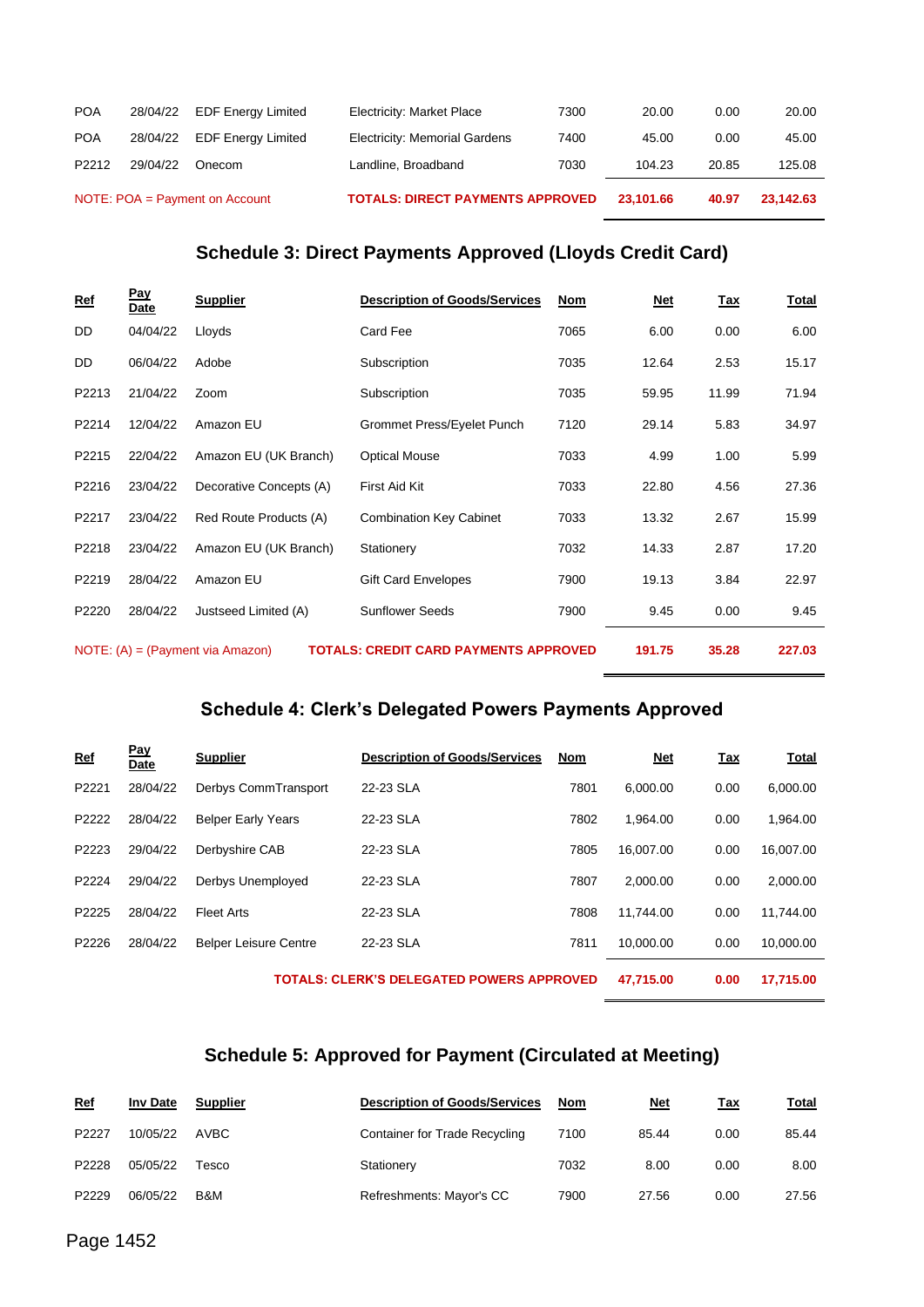| | | | | | | | |
|---|---|---|---|---|---|---|---|
| POA | 28/04/22 | EDF Energy Limited | Electricity: Market Place | 7300 | 20.00 | 0.00 | 20.00 |
| POA | 28/04/22 | EDF Energy Limited | Electricity: Memorial Gardens | 7400 | 45.00 | 0.00 | 45.00 |
| P2212 | 29/04/22 | Onecom | Landline, Broadband | 7030 | 104.23 | 20.85 | 125.08 |
| NOTE: POA = Payment on Account | | | **TOTALS: DIRECT PAYMENTS APPROVED** | | **23,101.66** | **40.97** | **23,142.63** |

## Schedule 3: Direct Payments Approved (Lloyds Credit Card)

| Ref | Pay Date | Supplier | Description of Goods/Services | Nom | Net | Tax | Total |
|---|---|---|---|---|---|---|---|
| DD | 04/04/22 | Lloyds | Card Fee | 7065 | 6.00 | 0.00 | 6.00 |
| DD | 06/04/22 | Adobe | Subscription | 7035 | 12.64 | 2.53 | 15.17 |
| P2213 | 21/04/22 | Zoom | Subscription | 7035 | 59.95 | 11.99 | 71.94 |
| P2214 | 12/04/22 | Amazon EU | Grommet Press/Eyelet Punch | 7120 | 29.14 | 5.83 | 34.97 |
| P2215 | 22/04/22 | Amazon EU (UK Branch) | Optical Mouse | 7033 | 4.99 | 1.00 | 5.99 |
| P2216 | 23/04/22 | Decorative Concepts (A) | First Aid Kit | 7033 | 22.80 | 4.56 | 27.36 |
| P2217 | 23/04/22 | Red Route Products (A) | Combination Key Cabinet | 7033 | 13.32 | 2.67 | 15.99 |
| P2218 | 23/04/22 | Amazon EU (UK Branch) | Stationery | 7032 | 14.33 | 2.87 | 17.20 |
| P2219 | 28/04/22 | Amazon EU | Gift Card Envelopes | 7900 | 19.13 | 3.84 | 22.97 |
| P2220 | 28/04/22 | Justseed Limited (A) | Sunflower Seeds | 7900 | 9.45 | 0.00 | 9.45 |
| NOTE: (A) = (Payment via Amazon) | | | **TOTALS: CREDIT CARD PAYMENTS APPROVED** | | **191.75** | **35.28** | **227.03** |

## Schedule 4: Clerk's Delegated Powers Payments Approved

| Ref | Pay Date | Supplier | Description of Goods/Services | Nom | Net | Tax | Total |
|---|---|---|---|---|---|---|---|
| P2221 | 28/04/22 | Derbys CommTransport | 22-23 SLA | 7801 | 6,000.00 | 0.00 | 6,000.00 |
| P2222 | 28/04/22 | Belper Early Years | 22-23 SLA | 7802 | 1,964.00 | 0.00 | 1,964.00 |
| P2223 | 29/04/22 | Derbyshire CAB | 22-23 SLA | 7805 | 16,007.00 | 0.00 | 16,007.00 |
| P2224 | 29/04/22 | Derbys Unemployed | 22-23 SLA | 7807 | 2,000.00 | 0.00 | 2,000.00 |
| P2225 | 28/04/22 | Fleet Arts | 22-23 SLA | 7808 | 11,744.00 | 0.00 | 11,744.00 |
| P2226 | 28/04/22 | Belper Leisure Centre | 22-23 SLA | 7811 | 10,000.00 | 0.00 | 10,000.00 |
| | | | **TOTALS: CLERK'S DELEGATED POWERS APPROVED** | | **47,715.00** | **0.00** | **17,715.00** |

## Schedule 5: Approved for Payment (Circulated at Meeting)

| Ref | Inv Date | Supplier | Description of Goods/Services | Nom | Net | Tax | Total |
|---|---|---|---|---|---|---|---|
| P2227 | 10/05/22 | AVBC | Container for Trade Recycling | 7100 | 85.44 | 0.00 | 85.44 |
| P2228 | 05/05/22 | Tesco | Stationery | 7032 | 8.00 | 0.00 | 8.00 |
| P2229 | 06/05/22 | B&M | Refreshments: Mayor's CC | 7900 | 27.56 | 0.00 | 27.56 |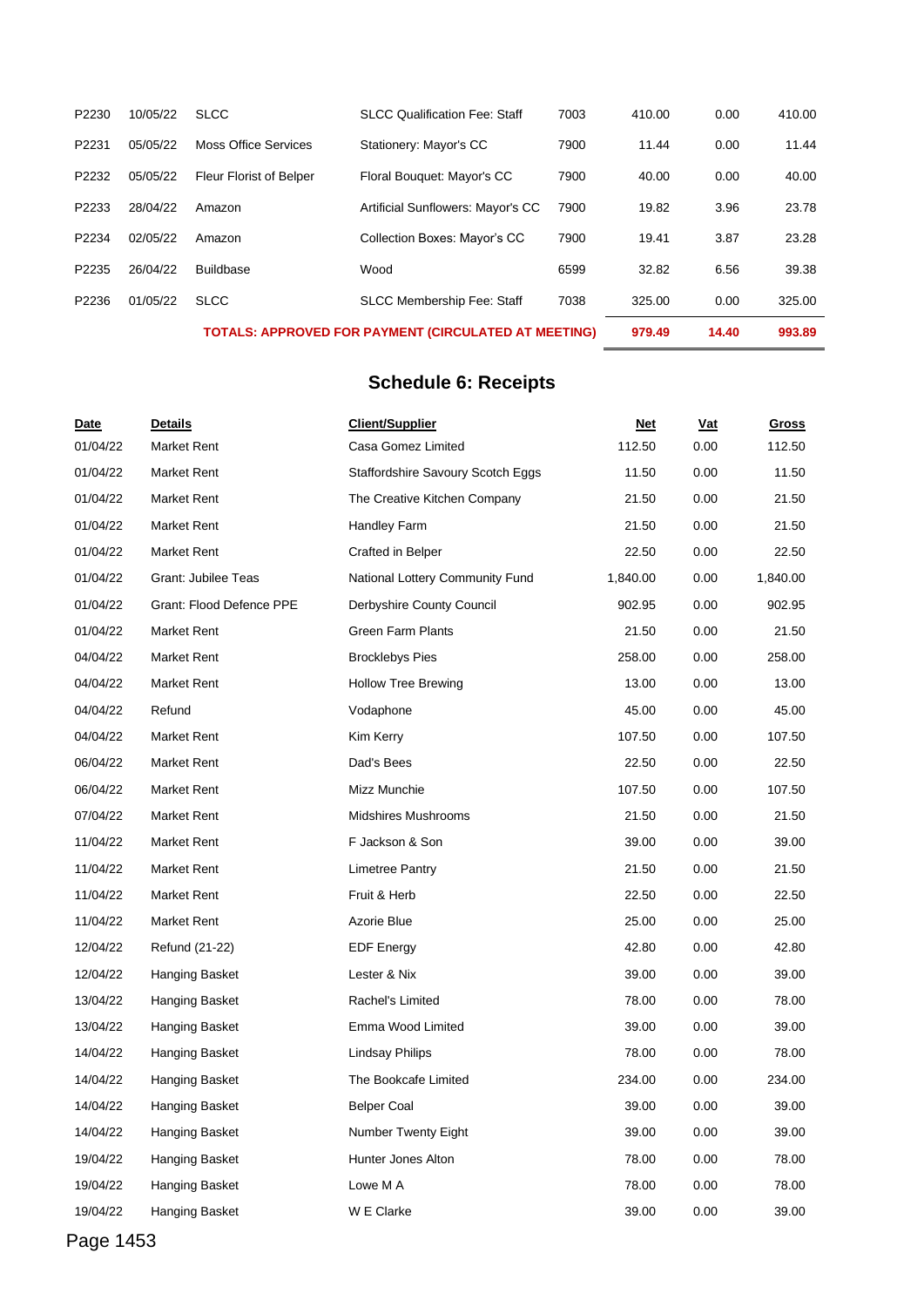| | | | | | | | |
|---|---|---|---|---|---|---|---|
| P2230 | 10/05/22 | SLCC | SLCC Qualification Fee: Staff | 7003 | 410.00 | 0.00 | 410.00 |
| P2231 | 05/05/22 | Moss Office Services | Stationery: Mayor's CC | 7900 | 11.44 | 0.00 | 11.44 |
| P2232 | 05/05/22 | Fleur Florist of Belper | Floral Bouquet: Mayor's CC | 7900 | 40.00 | 0.00 | 40.00 |
| P2233 | 28/04/22 | Amazon | Artificial Sunflowers: Mayor's CC | 7900 | 19.82 | 3.96 | 23.78 |
| P2234 | 02/05/22 | Amazon | Collection Boxes: Mayor's CC | 7900 | 19.41 | 3.87 | 23.28 |
| P2235 | 26/04/22 | Buildbase | Wood | 6599 | 32.82 | 6.56 | 39.38 |
| P2236 | 01/05/22 | SLCC | SLCC Membership Fee: Staff | 7038 | 325.00 | 0.00 | 325.00 |
| | | **TOTALS: APPROVED FOR PAYMENT (CIRCULATED AT MEETING)** | | | **979.49** | **14.40** | **993.89** |

## Schedule 6: Receipts

| Date | Details | Client/Supplier | Net | Vat | Gross |
|---|---|---|---|---|---|
| 01/04/22 | Market Rent | Casa Gomez Limited | 112.50 | 0.00 | 112.50 |
| 01/04/22 | Market Rent | Staffordshire Savoury Scotch Eggs | 11.50 | 0.00 | 11.50 |
| 01/04/22 | Market Rent | The Creative Kitchen Company | 21.50 | 0.00 | 21.50 |
| 01/04/22 | Market Rent | Handley Farm | 21.50 | 0.00 | 21.50 |
| 01/04/22 | Market Rent | Crafted in Belper | 22.50 | 0.00 | 22.50 |
| 01/04/22 | Grant: Jubilee Teas | National Lottery Community Fund | 1,840.00 | 0.00 | 1,840.00 |
| 01/04/22 | Grant: Flood Defence PPE | Derbyshire County Council | 902.95 | 0.00 | 902.95 |
| 01/04/22 | Market Rent | Green Farm Plants | 21.50 | 0.00 | 21.50 |
| 04/04/22 | Market Rent | Brocklebys Pies | 258.00 | 0.00 | 258.00 |
| 04/04/22 | Market Rent | Hollow Tree Brewing | 13.00 | 0.00 | 13.00 |
| 04/04/22 | Refund | Vodaphone | 45.00 | 0.00 | 45.00 |
| 04/04/22 | Market Rent | Kim Kerry | 107.50 | 0.00 | 107.50 |
| 06/04/22 | Market Rent | Dad's Bees | 22.50 | 0.00 | 22.50 |
| 06/04/22 | Market Rent | Mizz Munchie | 107.50 | 0.00 | 107.50 |
| 07/04/22 | Market Rent | Midshires Mushrooms | 21.50 | 0.00 | 21.50 |
| 11/04/22 | Market Rent | F Jackson & Son | 39.00 | 0.00 | 39.00 |
| 11/04/22 | Market Rent | Limetree Pantry | 21.50 | 0.00 | 21.50 |
| 11/04/22 | Market Rent | Fruit & Herb | 22.50 | 0.00 | 22.50 |
| 11/04/22 | Market Rent | Azorie Blue | 25.00 | 0.00 | 25.00 |
| 12/04/22 | Refund (21-22) | EDF Energy | 42.80 | 0.00 | 42.80 |
| 12/04/22 | Hanging Basket | Lester & Nix | 39.00 | 0.00 | 39.00 |
| 13/04/22 | Hanging Basket | Rachel's Limited | 78.00 | 0.00 | 78.00 |
| 13/04/22 | Hanging Basket | Emma Wood Limited | 39.00 | 0.00 | 39.00 |
| 14/04/22 | Hanging Basket | Lindsay Philips | 78.00 | 0.00 | 78.00 |
| 14/04/22 | Hanging Basket | The Bookcafe Limited | 234.00 | 0.00 | 234.00 |
| 14/04/22 | Hanging Basket | Belper Coal | 39.00 | 0.00 | 39.00 |
| 14/04/22 | Hanging Basket | Number Twenty Eight | 39.00 | 0.00 | 39.00 |
| 19/04/22 | Hanging Basket | Hunter Jones Alton | 78.00 | 0.00 | 78.00 |
| 19/04/22 | Hanging Basket | Lowe M A | 78.00 | 0.00 | 78.00 |
| 19/04/22 | Hanging Basket | W E Clarke | 39.00 | 0.00 | 39.00 |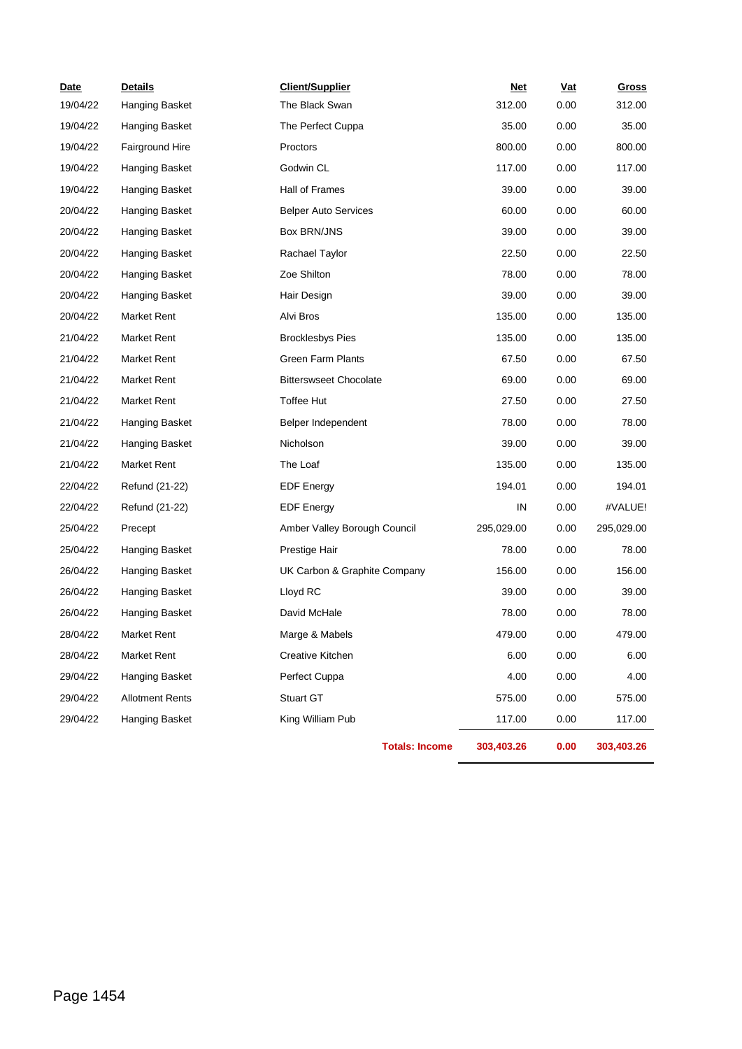| Date | Details | Client/Supplier | Net | Vat | Gross |
|---|---|---|---|---|---|
| 19/04/22 | Hanging Basket | The Black Swan | 312.00 | 0.00 | 312.00 |
| 19/04/22 | Hanging Basket | The Perfect Cuppa | 35.00 | 0.00 | 35.00 |
| 19/04/22 | Fairground Hire | Proctors | 800.00 | 0.00 | 800.00 |
| 19/04/22 | Hanging Basket | Godwin CL | 117.00 | 0.00 | 117.00 |
| 19/04/22 | Hanging Basket | Hall of Frames | 39.00 | 0.00 | 39.00 |
| 20/04/22 | Hanging Basket | Belper Auto Services | 60.00 | 0.00 | 60.00 |
| 20/04/22 | Hanging Basket | Box BRN/JNS | 39.00 | 0.00 | 39.00 |
| 20/04/22 | Hanging Basket | Rachael Taylor | 22.50 | 0.00 | 22.50 |
| 20/04/22 | Hanging Basket | Zoe Shilton | 78.00 | 0.00 | 78.00 |
| 20/04/22 | Hanging Basket | Hair Design | 39.00 | 0.00 | 39.00 |
| 20/04/22 | Market Rent | Alvi Bros | 135.00 | 0.00 | 135.00 |
| 21/04/22 | Market Rent | Brocklesbys Pies | 135.00 | 0.00 | 135.00 |
| 21/04/22 | Market Rent | Green Farm Plants | 67.50 | 0.00 | 67.50 |
| 21/04/22 | Market Rent | Bitterswseet Chocolate | 69.00 | 0.00 | 69.00 |
| 21/04/22 | Market Rent | Toffee Hut | 27.50 | 0.00 | 27.50 |
| 21/04/22 | Hanging Basket | Belper Independent | 78.00 | 0.00 | 78.00 |
| 21/04/22 | Hanging Basket | Nicholson | 39.00 | 0.00 | 39.00 |
| 21/04/22 | Market Rent | The Loaf | 135.00 | 0.00 | 135.00 |
| 22/04/22 | Refund (21-22) | EDF Energy | 194.01 | 0.00 | 194.01 |
| 22/04/22 | Refund (21-22) | EDF Energy | IN | 0.00 | #VALUE! |
| 25/04/22 | Precept | Amber Valley Borough Council | 295,029.00 | 0.00 | 295,029.00 |
| 25/04/22 | Hanging Basket | Prestige Hair | 78.00 | 0.00 | 78.00 |
| 26/04/22 | Hanging Basket | UK Carbon & Graphite Company | 156.00 | 0.00 | 156.00 |
| 26/04/22 | Hanging Basket | Lloyd RC | 39.00 | 0.00 | 39.00 |
| 26/04/22 | Hanging Basket | David McHale | 78.00 | 0.00 | 78.00 |
| 28/04/22 | Market Rent | Marge & Mabels | 479.00 | 0.00 | 479.00 |
| 28/04/22 | Market Rent | Creative Kitchen | 6.00 | 0.00 | 6.00 |
| 29/04/22 | Hanging Basket | Perfect Cuppa | 4.00 | 0.00 | 4.00 |
| 29/04/22 | Allotment Rents | Stuart GT | 575.00 | 0.00 | 575.00 |
| 29/04/22 | Hanging Basket | King William Pub | 117.00 | 0.00 | 117.00 |
| | | **Totals: Income** | **303,403.26** | **0.00** | **303,403.26** |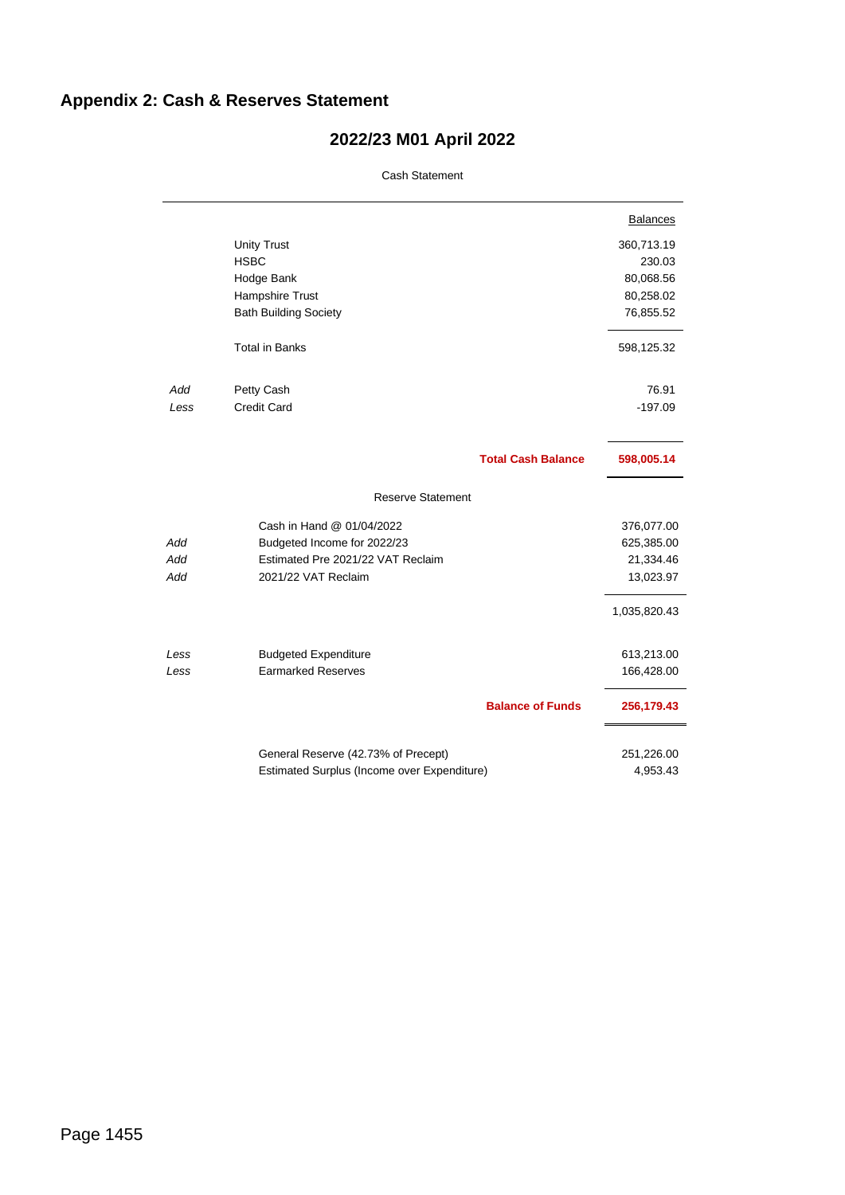## Appendix 2: Cash & Reserves Statement

### 2022/23 M01 April 2022

Cash Statement

| | | Balances |
|---|---|---|
| | Unity Trust | 360,713.19 |
| | HSBC | 230.03 |
| | Hodge Bank | 80,068.56 |
| | Hampshire Trust | 80,258.02 |
| | Bath Building Society | 76,855.52 |
| | Total in Banks | 598,125.32 |
| *Add* | Petty Cash | 76.91 |
| *Less* | Credit Card | -197.09 |
| | **Total Cash Balance** | **598,005.14** |

Reserve Statement

| | | |
|---|---|---|
| | Cash in Hand @ 01/04/2022 | 376,077.00 |
| *Add* | Budgeted Income for 2022/23 | 625,385.00 |
| *Add* | Estimated Pre 2021/22 VAT Reclaim | 21,334.46 |
| *Add* | 2021/22 VAT Reclaim | 13,023.97 |
| | | 1,035,820.43 |
| *Less* | Budgeted Expenditure | 613,213.00 |
| *Less* | Earmarked Reserves | 166,428.00 |
| | **Balance of Funds** | **256,179.43** |
| | General Reserve (42.73% of Precept) | 251,226.00 |
| | Estimated Surplus (Income over Expenditure) | 4,953.43 |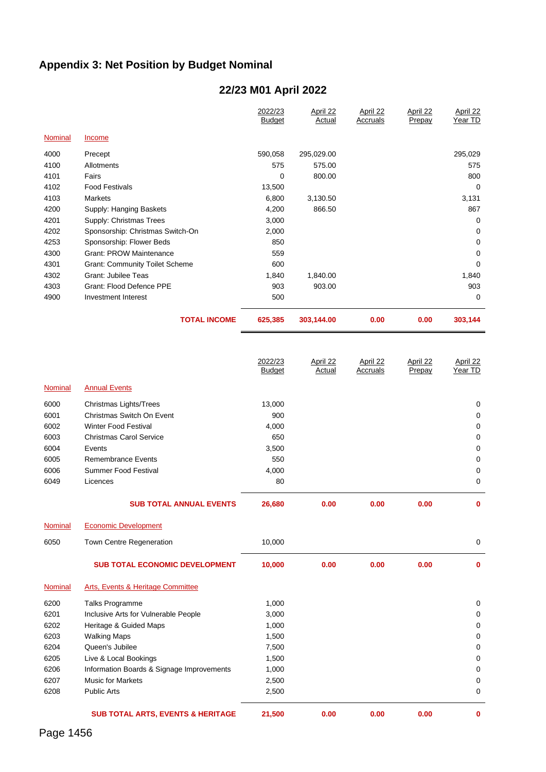# Appendix 3: Net Position by Budget Nominal

## 22/23 M01 April 2022

| Nominal | Income | 2022/23 Budget | April 22 Actual | April 22 Accruals | April 22 Prepay | April 22 Year TD |
|---|---|---|---|---|---|---|
| 4000 | Precept | 590,058 | 295,029.00 | | | 295,029 |
| 4100 | Allotments | 575 | 575.00 | | | 575 |
| 4101 | Fairs | 0 | 800.00 | | | 800 |
| 4102 | Food Festivals | 13,500 | | | | 0 |
| 4103 | Markets | 6,800 | 3,130.50 | | | 3,131 |
| 4200 | Supply: Hanging Baskets | 4,200 | 866.50 | | | 867 |
| 4201 | Supply: Christmas Trees | 3,000 | | | | 0 |
| 4202 | Sponsorship: Christmas Switch-On | 2,000 | | | | 0 |
| 4253 | Sponsorship: Flower Beds | 850 | | | | 0 |
| 4300 | Grant: PROW Maintenance | 559 | | | | 0 |
| 4301 | Grant: Community Toilet Scheme | 600 | | | | 0 |
| 4302 | Grant: Jubilee Teas | 1,840 | 1,840.00 | | | 1,840 |
| 4303 | Grant: Flood Defence PPE | 903 | 903.00 | | | 903 |
| 4900 | Investment Interest | 500 | | | | 0 |
| | **TOTAL INCOME** | **625,385** | **303,144.00** | **0.00** | **0.00** | **303,144** |

| Nominal | Annual Events | 2022/23 Budget | April 22 Actual | April 22 Accruals | April 22 Prepay | April 22 Year TD |
|---|---|---|---|---|---|---|
| 6000 | Christmas Lights/Trees | 13,000 | | | | 0 |
| 6001 | Christmas Switch On Event | 900 | | | | 0 |
| 6002 | Winter Food Festival | 4,000 | | | | 0 |
| 6003 | Christmas Carol Service | 650 | | | | 0 |
| 6004 | Events | 3,500 | | | | 0 |
| 6005 | Remembrance Events | 550 | | | | 0 |
| 6006 | Summer Food Festival | 4,000 | | | | 0 |
| 6049 | Licences | 80 | | | | 0 |
| | **SUB TOTAL ANNUAL EVENTS** | **26,680** | **0.00** | **0.00** | **0.00** | **0** |
| Nominal | Economic Development | | | | | |
| 6050 | Town Centre Regeneration | 10,000 | | | | 0 |
| | **SUB TOTAL ECONOMIC DEVELOPMENT** | **10,000** | **0.00** | **0.00** | **0.00** | **0** |
| Nominal | Arts, Events & Heritage Committee | | | | | |
| 6200 | Talks Programme | 1,000 | | | | 0 |
| 6201 | Inclusive Arts for Vulnerable People | 3,000 | | | | 0 |
| 6202 | Heritage & Guided Maps | 1,000 | | | | 0 |
| 6203 | Walking Maps | 1,500 | | | | 0 |
| 6204 | Queen's Jubilee | 7,500 | | | | 0 |
| 6205 | Live & Local Bookings | 1,500 | | | | 0 |
| 6206 | Information Boards & Signage Improvements | 1,000 | | | | 0 |
| 6207 | Music for Markets | 2,500 | | | | 0 |
| 6208 | Public Arts | 2,500 | | | | 0 |
| | **SUB TOTAL ARTS, EVENTS & HERITAGE** | **21,500** | **0.00** | **0.00** | **0.00** | **0** |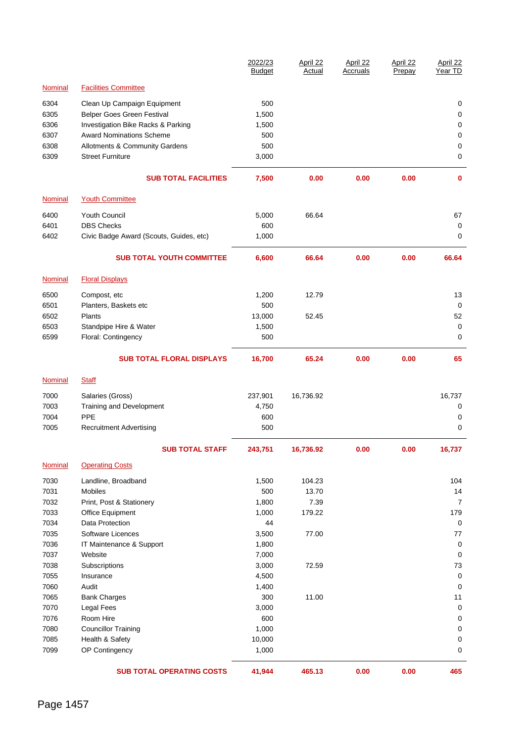| Nominal | | 2022/23 Budget | April 22 Actual | April 22 Accruals | April 22 Prepay | April 22 Year TD |
|---|---|---|---|---|---|---|
| Nominal | Facilities Committee | | | | | |
| 6304 | Clean Up Campaign Equipment | 500 | | | | 0 |
| 6305 | Belper Goes Green Festival | 1,500 | | | | 0 |
| 6306 | Investigation Bike Racks & Parking | 1,500 | | | | 0 |
| 6307 | Award Nominations Scheme | 500 | | | | 0 |
| 6308 | Allotments & Community Gardens | 500 | | | | 0 |
| 6309 | Street Furniture | 3,000 | | | | 0 |
| | **SUB TOTAL FACILITIES** | **7,500** | **0.00** | **0.00** | **0.00** | **0** |
| Nominal | Youth Committee | | | | | |
| 6400 | Youth Council | 5,000 | 66.64 | | | 67 |
| 6401 | DBS Checks | 600 | | | | 0 |
| 6402 | Civic Badge Award (Scouts, Guides, etc) | 1,000 | | | | 0 |
| | **SUB TOTAL YOUTH COMMITTEE** | **6,600** | **66.64** | **0.00** | **0.00** | **66.64** |
| Nominal | Floral Displays | | | | | |
| 6500 | Compost, etc | 1,200 | 12.79 | | | 13 |
| 6501 | Planters, Baskets etc | 500 | | | | 0 |
| 6502 | Plants | 13,000 | 52.45 | | | 52 |
| 6503 | Standpipe Hire & Water | 1,500 | | | | 0 |
| 6599 | Floral: Contingency | 500 | | | | 0 |
| | **SUB TOTAL FLORAL DISPLAYS** | **16,700** | **65.24** | **0.00** | **0.00** | **65** |
| Nominal | Staff | | | | | |
| 7000 | Salaries (Gross) | 237,901 | 16,736.92 | | | 16,737 |
| 7003 | Training and Development | 4,750 | | | | 0 |
| 7004 | PPE | 600 | | | | 0 |
| 7005 | Recruitment Advertising | 500 | | | | 0 |
| | **SUB TOTAL STAFF** | **243,751** | **16,736.92** | **0.00** | **0.00** | **16,737** |
| Nominal | Operating Costs | | | | | |
| 7030 | Landline, Broadband | 1,500 | 104.23 | | | 104 |
| 7031 | Mobiles | 500 | 13.70 | | | 14 |
| 7032 | Print, Post & Stationery | 1,800 | 7.39 | | | 7 |
| 7033 | Office Equipment | 1,000 | 179.22 | | | 179 |
| 7034 | Data Protection | 44 | | | | 0 |
| 7035 | Software Licences | 3,500 | 77.00 | | | 77 |
| 7036 | IT Maintenance & Support | 1,800 | | | | 0 |
| 7037 | Website | 7,000 | | | | 0 |
| 7038 | Subscriptions | 3,000 | 72.59 | | | 73 |
| 7055 | Insurance | 4,500 | | | | 0 |
| 7060 | Audit | 1,400 | | | | 0 |
| 7065 | Bank Charges | 300 | 11.00 | | | 11 |
| 7070 | Legal Fees | 3,000 | | | | 0 |
| 7076 | Room Hire | 600 | | | | 0 |
| 7080 | Councillor Training | 1,000 | | | | 0 |
| 7085 | Health & Safety | 10,000 | | | | 0 |
| 7099 | OP Contingency | 1,000 | | | | 0 |
| | **SUB TOTAL OPERATING COSTS** | **41,944** | **465.13** | **0.00** | **0.00** | **465** |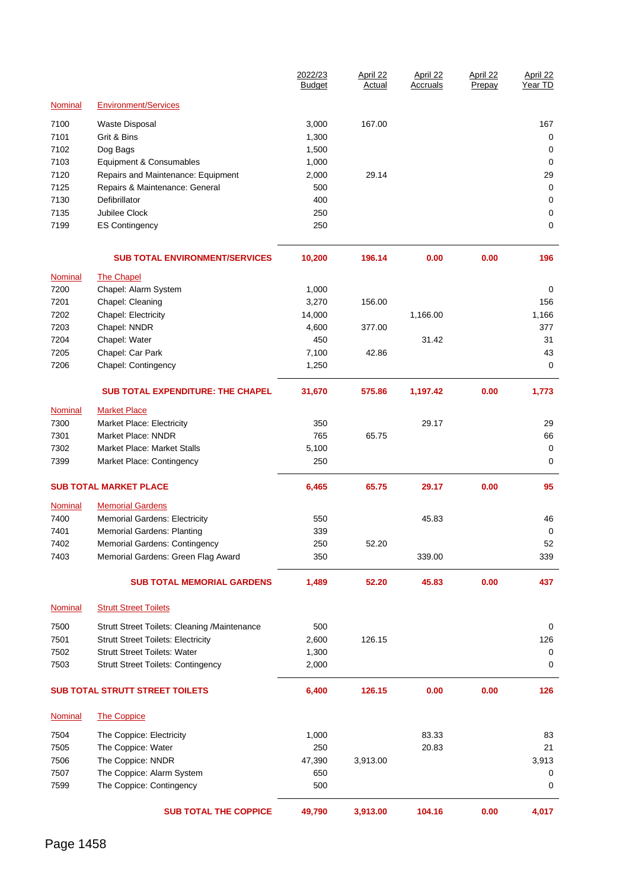| | | 2022/23 Budget | April 22 Actual | April 22 Accruals | April 22 Prepay | April 22 Year TD |
|---|---|---|---|---|---|---|
| Nominal | Environment/Services | | | | | |
| 7100 | Waste Disposal | 3,000 | 167.00 | | | 167 |
| 7101 | Grit & Bins | 1,300 | | | | 0 |
| 7102 | Dog Bags | 1,500 | | | | 0 |
| 7103 | Equipment & Consumables | 1,000 | | | | 0 |
| 7120 | Repairs and Maintenance: Equipment | 2,000 | 29.14 | | | 29 |
| 7125 | Repairs & Maintenance: General | 500 | | | | 0 |
| 7130 | Defibrillator | 400 | | | | 0 |
| 7135 | Jubilee Clock | 250 | | | | 0 |
| 7199 | ES Contingency | 250 | | | | 0 |
| | **SUB TOTAL ENVIRONMENT/SERVICES** | **10,200** | **196.14** | **0.00** | **0.00** | **196** |
| Nominal | The Chapel | | | | | |
| 7200 | Chapel: Alarm System | 1,000 | | | | 0 |
| 7201 | Chapel: Cleaning | 3,270 | 156.00 | | | 156 |
| 7202 | Chapel: Electricity | 14,000 | | 1,166.00 | | 1,166 |
| 7203 | Chapel: NNDR | 4,600 | 377.00 | | | 377 |
| 7204 | Chapel: Water | 450 | | 31.42 | | 31 |
| 7205 | Chapel: Car Park | 7,100 | 42.86 | | | 43 |
| 7206 | Chapel: Contingency | 1,250 | | | | 0 |
| | **SUB TOTAL EXPENDITURE: THE CHAPEL** | **31,670** | **575.86** | **1,197.42** | **0.00** | **1,773** |
| Nominal | Market Place | | | | | |
| 7300 | Market Place: Electricity | 350 | | 29.17 | | 29 |
| 7301 | Market Place: NNDR | 765 | 65.75 | | | 66 |
| 7302 | Market Place: Market Stalls | 5,100 | | | | 0 |
| 7399 | Market Place: Contingency | 250 | | | | 0 |
| **SUB TOTAL MARKET PLACE** | | **6,465** | **65.75** | **29.17** | **0.00** | **95** |
| Nominal | Memorial Gardens | | | | | |
| 7400 | Memorial Gardens: Electricity | 550 | | 45.83 | | 46 |
| 7401 | Memorial Gardens: Planting | 339 | | | | 0 |
| 7402 | Memorial Gardens: Contingency | 250 | 52.20 | | | 52 |
| 7403 | Memorial Gardens: Green Flag Award | 350 | | 339.00 | | 339 |
| | **SUB TOTAL MEMORIAL GARDENS** | **1,489** | **52.20** | **45.83** | **0.00** | **437** |
| Nominal | Strutt Street Toilets | | | | | |
| 7500 | Strutt Street Toilets: Cleaning /Maintenance | 500 | | | | 0 |
| 7501 | Strutt Street Toilets: Electricity | 2,600 | 126.15 | | | 126 |
| 7502 | Strutt Street Toilets: Water | 1,300 | | | | 0 |
| 7503 | Strutt Street Toilets: Contingency | 2,000 | | | | 0 |
| **SUB TOTAL STRUTT STREET TOILETS** | | **6,400** | **126.15** | **0.00** | **0.00** | **126** |
| Nominal | The Coppice | | | | | |
| 7504 | The Coppice: Electricity | 1,000 | | 83.33 | | 83 |
| 7505 | The Coppice: Water | 250 | | 20.83 | | 21 |
| 7506 | The Coppice: NNDR | 47,390 | 3,913.00 | | | 3,913 |
| 7507 | The Coppice: Alarm System | 650 | | | | 0 |
| 7599 | The Coppice: Contingency | 500 | | | | 0 |
| | **SUB TOTAL THE COPPICE** | **49,790** | **3,913.00** | **104.16** | **0.00** | **4,017** |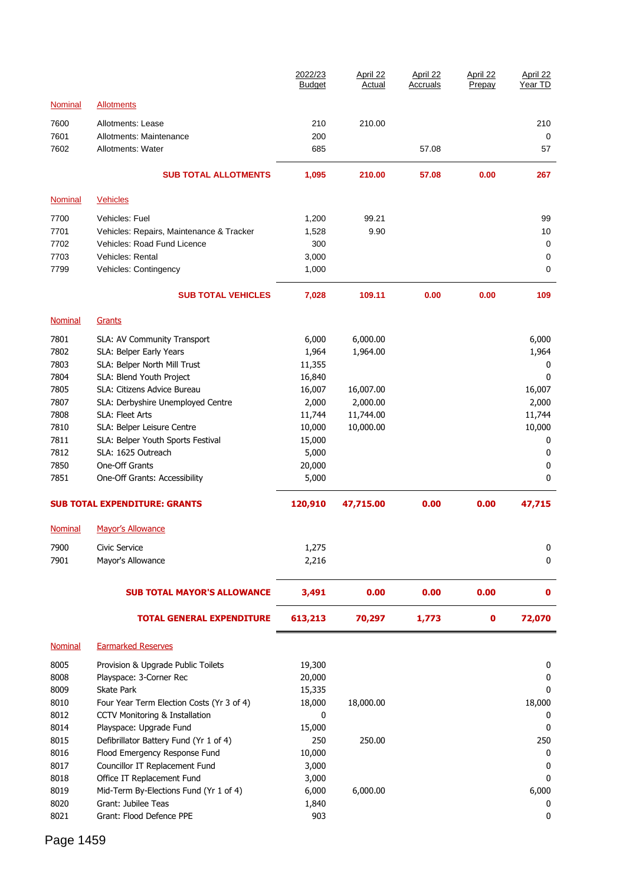| Nominal | | 2022/23 Budget | April 22 Actual | April 22 Accruals | April 22 Prepay | April 22 Year TD |
|---|---|---|---|---|---|---|
| Nominal | Allotments | | | | | |
| 7600 | Allotments: Lease | 210 | 210.00 | | | 210 |
| 7601 | Allotments: Maintenance | 200 | | | | 0 |
| 7602 | Allotments: Water | 685 | | 57.08 | | 57 |
| | **SUB TOTAL ALLOTMENTS** | **1,095** | **210.00** | **57.08** | **0.00** | **267** |
| Nominal | Vehicles | | | | | |
| 7700 | Vehicles: Fuel | 1,200 | 99.21 | | | 99 |
| 7701 | Vehicles: Repairs, Maintenance & Tracker | 1,528 | 9.90 | | | 10 |
| 7702 | Vehicles: Road Fund Licence | 300 | | | | 0 |
| 7703 | Vehicles: Rental | 3,000 | | | | 0 |
| 7799 | Vehicles: Contingency | 1,000 | | | | 0 |
| | **SUB TOTAL VEHICLES** | **7,028** | **109.11** | **0.00** | **0.00** | **109** |
| Nominal | Grants | | | | | |
| 7801 | SLA: AV Community Transport | 6,000 | 6,000.00 | | | 6,000 |
| 7802 | SLA: Belper Early Years | 1,964 | 1,964.00 | | | 1,964 |
| 7803 | SLA: Belper North Mill Trust | 11,355 | | | | 0 |
| 7804 | SLA: Blend Youth Project | 16,840 | | | | 0 |
| 7805 | SLA: Citizens Advice Bureau | 16,007 | 16,007.00 | | | 16,007 |
| 7807 | SLA: Derbyshire Unemployed Centre | 2,000 | 2,000.00 | | | 2,000 |
| 7808 | SLA: Fleet Arts | 11,744 | 11,744.00 | | | 11,744 |
| 7810 | SLA: Belper Leisure Centre | 10,000 | 10,000.00 | | | 10,000 |
| 7811 | SLA: Belper Youth Sports Festival | 15,000 | | | | 0 |
| 7812 | SLA: 1625 Outreach | 5,000 | | | | 0 |
| 7850 | One-Off Grants | 20,000 | | | | 0 |
| 7851 | One-Off Grants: Accessibility | 5,000 | | | | 0 |
| **SUB TOTAL EXPENDITURE: GRANTS** | | **120,910** | **47,715.00** | **0.00** | **0.00** | **47,715** |
| Nominal | Mayor's Allowance | | | | | |
| 7900 | Civic Service | 1,275 | | | | 0 |
| 7901 | Mayor's Allowance | 2,216 | | | | 0 |
| | **SUB TOTAL MAYOR'S ALLOWANCE** | **3,491** | **0.00** | **0.00** | **0.00** | **0** |
| | **TOTAL GENERAL EXPENDITURE** | **613,213** | **70,297** | **1,773** | **0** | **72,070** |
| Nominal | Earmarked Reserves | | | | | |
| 8005 | Provision & Upgrade Public Toilets | 19,300 | | | | 0 |
| 8008 | Playspace: 3-Corner Rec | 20,000 | | | | 0 |
| 8009 | Skate Park | 15,335 | | | | 0 |
| 8010 | Four Year Term Election Costs (Yr 3 of 4) | 18,000 | 18,000.00 | | | 18,000 |
| 8012 | CCTV Monitoring & Installation | 0 | | | | 0 |
| 8014 | Playspace: Upgrade Fund | 15,000 | | | | 0 |
| 8015 | Defibrillator Battery Fund (Yr 1 of 4) | 250 | 250.00 | | | 250 |
| 8016 | Flood Emergency Response Fund | 10,000 | | | | 0 |
| 8017 | Councillor IT Replacement Fund | 3,000 | | | | 0 |
| 8018 | Office IT Replacement Fund | 3,000 | | | | 0 |
| 8019 | Mid-Term By-Elections Fund (Yr 1 of 4) | 6,000 | 6,000.00 | | | 6,000 |
| 8020 | Grant: Jubilee Teas | 1,840 | | | | 0 |
| 8021 | Grant: Flood Defence PPE | 903 | | | | 0 |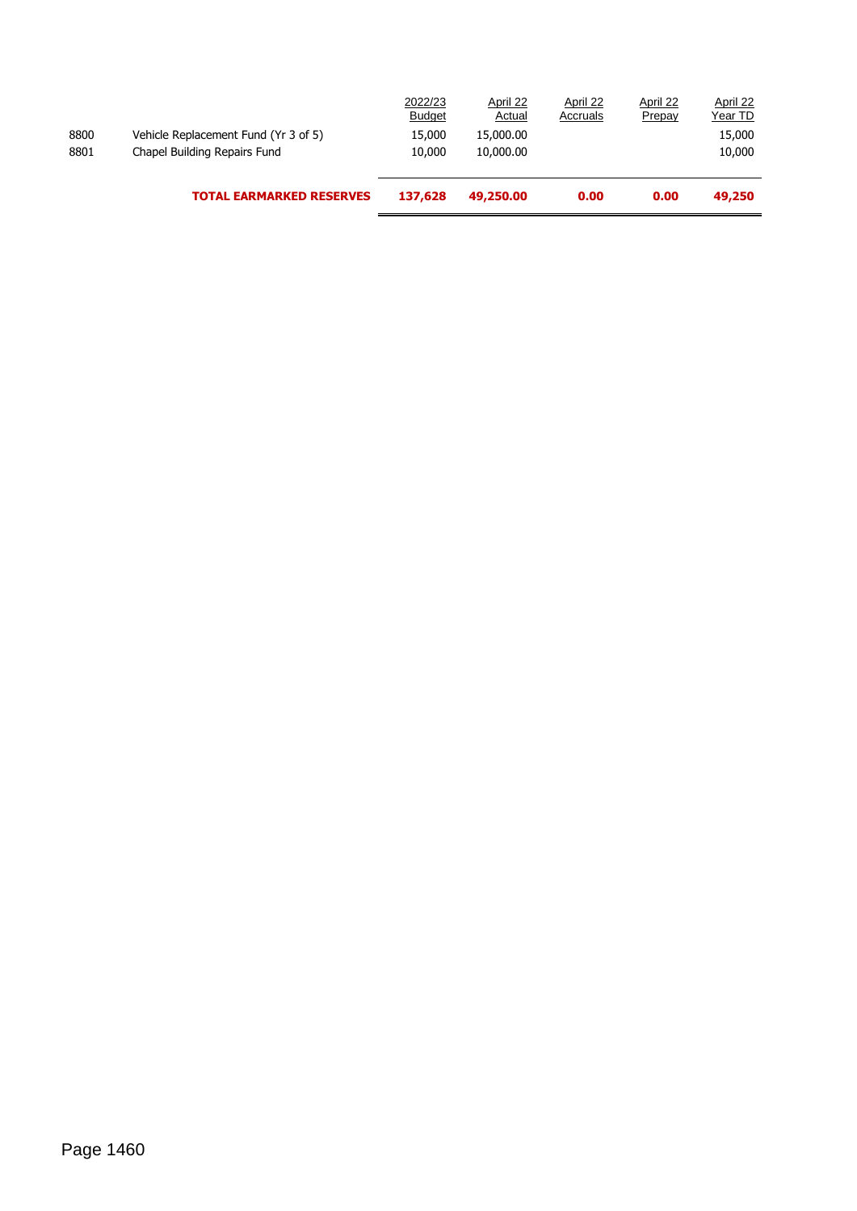| | | 2022/23 Budget | April 22 Actual | April 22 Accruals | April 22 Prepay | April 22 Year TD |
|---|---|---|---|---|---|---|
| 8800 | Vehicle Replacement Fund (Yr 3 of 5) | 15,000 | 15,000.00 | | | 15,000 |
| 8801 | Chapel Building Repairs Fund | 10,000 | 10,000.00 | | | 10,000 |
| | **TOTAL EARMARKED RESERVES** | **137,628** | **49,250.00** | **0.00** | **0.00** | **49,250** |